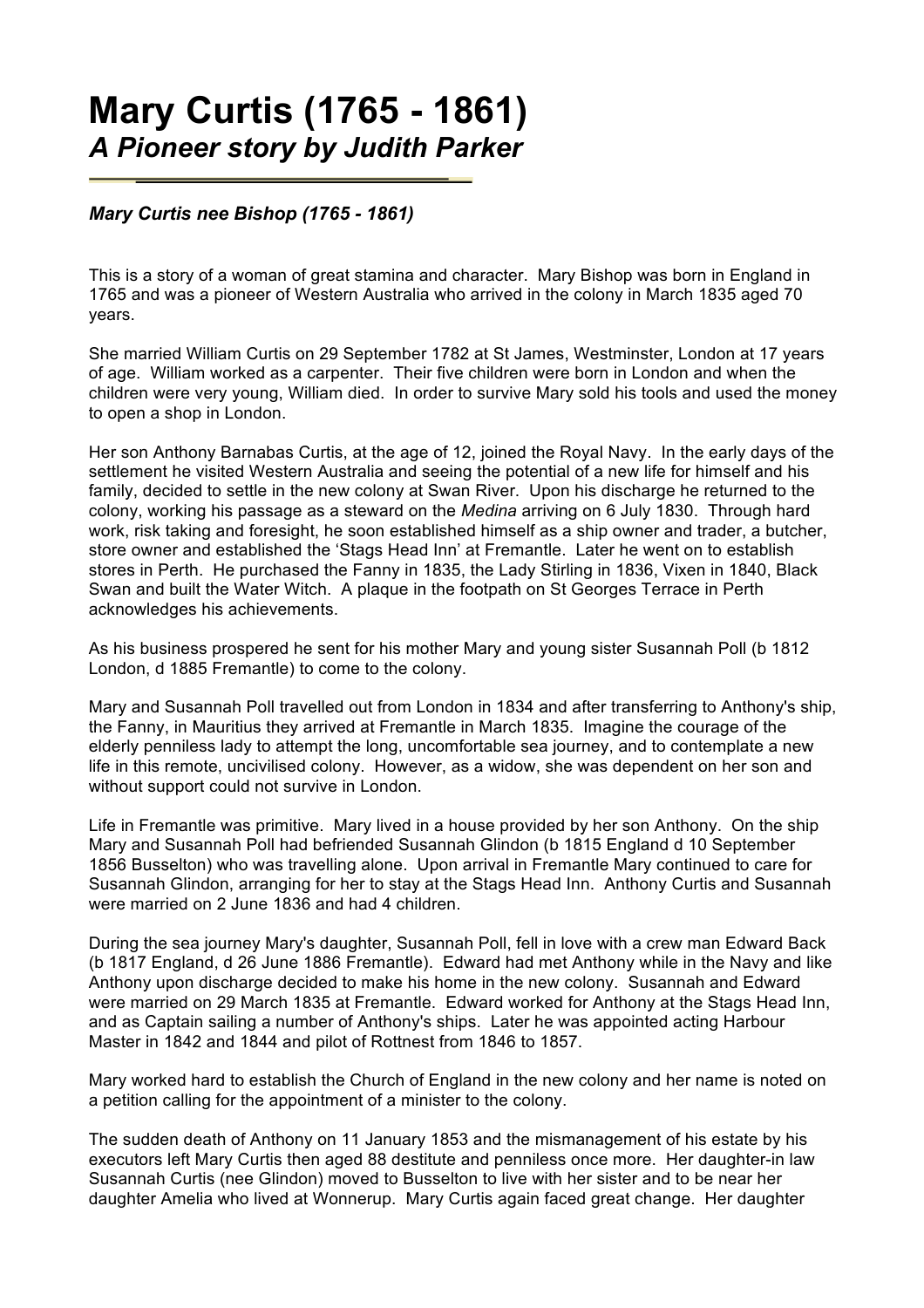# Mary Curtis (1765 - 1861)

## *A Pioneer story by Judith Parker*

***Mary Curtis nee Bishop (1765 - 1861)***

This is a story of a woman of great stamina and character. Mary Bishop was born in England in 1765 and was a pioneer of Western Australia who arrived in the colony in March 1835 aged 70 years.

She married William Curtis on 29 September 1782 at St James, Westminster, London at 17 years of age. William worked as a carpenter. Their five children were born in London and when the children were very young, William died. In order to survive Mary sold his tools and used the money to open a shop in London.

Her son Anthony Barnabas Curtis, at the age of 12, joined the Royal Navy. In the early days of the settlement he visited Western Australia and seeing the potential of a new life for himself and his family, decided to settle in the new colony at Swan River. Upon his discharge he returned to the colony, working his passage as a steward on the *Medina* arriving on 6 July 1830. Through hard work, risk taking and foresight, he soon established himself as a ship owner and trader, a butcher, store owner and established the 'Stags Head Inn' at Fremantle. Later he went on to establish stores in Perth. He purchased the Fanny in 1835, the Lady Stirling in 1836, Vixen in 1840, Black Swan and built the Water Witch. A plaque in the footpath on St Georges Terrace in Perth acknowledges his achievements.

As his business prospered he sent for his mother Mary and young sister Susannah Poll (b 1812 London, d 1885 Fremantle) to come to the colony.

Mary and Susannah Poll travelled out from London in 1834 and after transferring to Anthony's ship, the Fanny, in Mauritius they arrived at Fremantle in March 1835. Imagine the courage of the elderly penniless lady to attempt the long, uncomfortable sea journey, and to contemplate a new life in this remote, uncivilised colony. However, as a widow, she was dependent on her son and without support could not survive in London.

Life in Fremantle was primitive. Mary lived in a house provided by her son Anthony. On the ship Mary and Susannah Poll had befriended Susannah Glindon (b 1815 England d 10 September 1856 Busselton) who was travelling alone. Upon arrival in Fremantle Mary continued to care for Susannah Glindon, arranging for her to stay at the Stags Head Inn. Anthony Curtis and Susannah were married on 2 June 1836 and had 4 children.

During the sea journey Mary's daughter, Susannah Poll, fell in love with a crew man Edward Back (b 1817 England, d 26 June 1886 Fremantle). Edward had met Anthony while in the Navy and like Anthony upon discharge decided to make his home in the new colony. Susannah and Edward were married on 29 March 1835 at Fremantle. Edward worked for Anthony at the Stags Head Inn, and as Captain sailing a number of Anthony's ships. Later he was appointed acting Harbour Master in 1842 and 1844 and pilot of Rottnest from 1846 to 1857.

Mary worked hard to establish the Church of England in the new colony and her name is noted on a petition calling for the appointment of a minister to the colony.

The sudden death of Anthony on 11 January 1853 and the mismanagement of his estate by his executors left Mary Curtis then aged 88 destitute and penniless once more. Her daughter-in law Susannah Curtis (nee Glindon) moved to Busselton to live with her sister and to be near her daughter Amelia who lived at Wonnerup. Mary Curtis again faced great change. Her daughter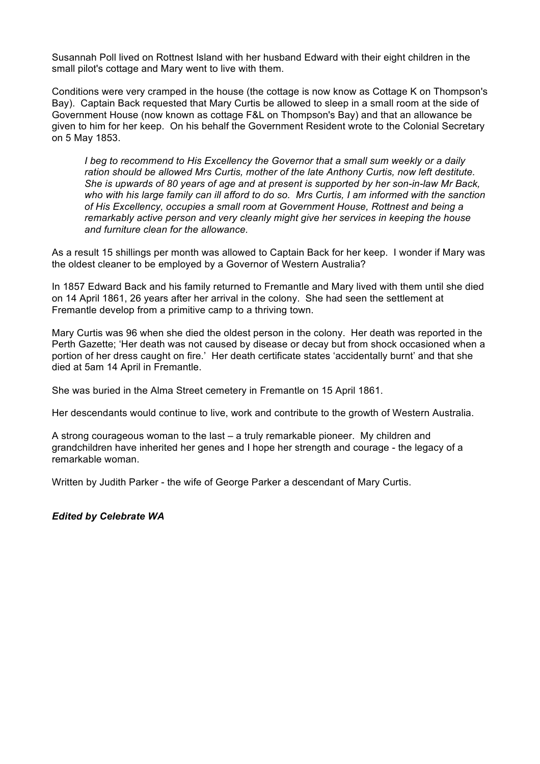Susannah Poll lived on Rottnest Island with her husband Edward with their eight children in the small pilot's cottage and Mary went to live with them.

Conditions were very cramped in the house (the cottage is now know as Cottage K on Thompson's Bay). Captain Back requested that Mary Curtis be allowed to sleep in a small room at the side of Government House (now known as cottage F&L on Thompson's Bay) and that an allowance be given to him for her keep. On his behalf the Government Resident wrote to the Colonial Secretary on 5 May 1853.

> *I beg to recommend to His Excellency the Governor that a small sum weekly or a daily ration should be allowed Mrs Curtis, mother of the late Anthony Curtis, now left destitute. She is upwards of 80 years of age and at present is supported by her son-in-law Mr Back, who with his large family can ill afford to do so. Mrs Curtis, I am informed with the sanction of His Excellency, occupies a small room at Government House, Rottnest and being a remarkably active person and very cleanly might give her services in keeping the house and furniture clean for the allowance.*

As a result 15 shillings per month was allowed to Captain Back for her keep. I wonder if Mary was the oldest cleaner to be employed by a Governor of Western Australia?

In 1857 Edward Back and his family returned to Fremantle and Mary lived with them until she died on 14 April 1861, 26 years after her arrival in the colony. She had seen the settlement at Fremantle develop from a primitive camp to a thriving town.

Mary Curtis was 96 when she died the oldest person in the colony. Her death was reported in the Perth Gazette; 'Her death was not caused by disease or decay but from shock occasioned when a portion of her dress caught on fire.' Her death certificate states 'accidentally burnt' and that she died at 5am 14 April in Fremantle.

She was buried in the Alma Street cemetery in Fremantle on 15 April 1861.

Her descendants would continue to live, work and contribute to the growth of Western Australia.

A strong courageous woman to the last – a truly remarkable pioneer. My children and grandchildren have inherited her genes and I hope her strength and courage - the legacy of a remarkable woman.

Written by Judith Parker - the wife of George Parker a descendant of Mary Curtis.

***Edited by Celebrate WA***